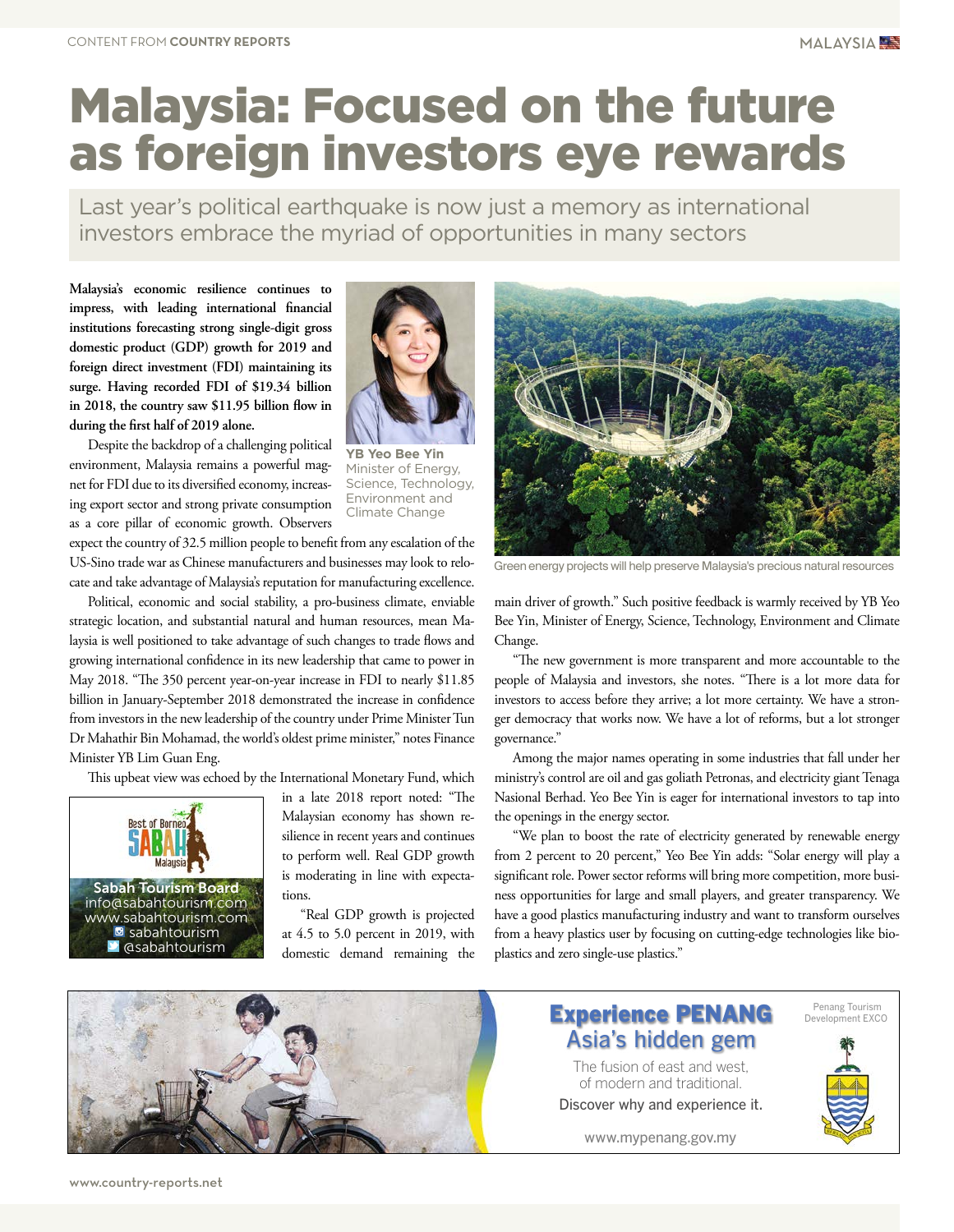# Malaysia: Focused on the future as foreign investors eye rewards

Last year's political earthquake is now just a memory as international investors embrace the myriad of opportunities in many sectors

**Malaysia's economic resilience continues to impress, with leading international financial institutions forecasting strong single-digit gross domestic product (GDP) growth for 2019 and foreign direct investment (FDI) maintaining its surge. Having recorded FDI of $19.34 billion in 2018, the country saw $11.95 billion flow in during the first half of 2019 alone.**

Despite the backdrop of a challenging political environment, Malaysia remains a powerful magnet for FDI due to its diversified economy, increasing export sector and strong private consumption as a core pillar of economic growth. Observers expect the country of 32.5 million people to benefit from any escalation of the US-Sino trade war as Chinese manufacturers and businesses may look to relocate and take advantage of Malaysia's reputation for manufacturing excellence.

**YB Yeo Bee Yin**
Minister of Energy, Science, Technology, Environment and Climate Change

Political, economic and social stability, a pro-business climate, enviable strategic location, and substantial natural and human resources, mean Malaysia is well positioned to take advantage of such changes to trade flows and growing international confidence in its new leadership that came to power in May 2018. "The 350 percent year-on-year increase in FDI to nearly $11.85 billion in January-September 2018 demonstrated the increase in confidence from investors in the new leadership of the country under Prime Minister Tun Dr Mahathir Bin Mohamad, the world's oldest prime minister," notes Finance Minister YB Lim Guan Eng.

This upbeat view was echoed by the International Monetary Fund, which in a late 2018 report noted: "The Malaysian economy has shown resilience in recent years and continues to perform well. Real GDP growth is moderating in line with expectations.

"Real GDP growth is projected at 4.5 to 5.0 percent in 2019, with domestic demand remaining the main driver of growth." Such positive feedback is warmly received by YB Yeo Bee Yin, Minister of Energy, Science, Technology, Environment and Climate Change.

**Sabah Tourism Board**
info@sabahtourism.com
www.sabahtourism.com
sabahtourism
@sabahtourism

Green energy projects will help preserve Malaysia's precious natural resources

"The new government is more transparent and more accountable to the people of Malaysia and investors, she notes. "There is a lot more data for investors to access before they arrive; a lot more certainty. We have a stronger democracy that works now. We have a lot of reforms, but a lot stronger governance."

Among the major names operating in some industries that fall under her ministry's control are oil and gas goliath Petronas, and electricity giant Tenaga Nasional Berhad. Yeo Bee Yin is eager for international investors to tap into the openings in the energy sector.

"We plan to boost the rate of electricity generated by renewable energy from 2 percent to 20 percent," Yeo Bee Yin adds: "Solar energy will play a significant role. Power sector reforms will bring more competition, more business opportunities for large and small players, and greater transparency. We have a good plastics manufacturing industry and want to transform ourselves from a heavy plastics user by focusing on cutting-edge technologies like bioplastics and zero single-use plastics."

**Experience PENANG**
Asia's hidden gem
The fusion of east and west, of modern and traditional.
Discover why and experience it.
www.mypenang.gov.my
Penang Tourism Development EXCO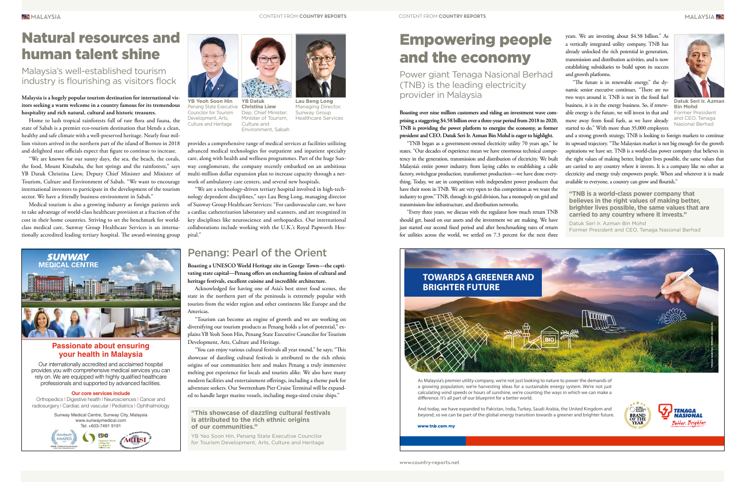# Natural resources and human talent shine

## Malaysia's well-established tourism industry is flourishing as visitors flock

**Malaysia is a hugely popular tourism destination for international visitors seeking a warm welcome in a country famous for its tremendous hospitality and rich natural, cultural and historic treasures.**

Home to lush tropical rainforests full of rare flora and fauna, the state of Sabah is a premier eco-tourism destination that blends a clean, healthy and safe climate with a well-preserved heritage. Nearly four million visitors arrived in the northern part of the island of Borneo in 2018 and delighted state officials expect that figure to continue to increase.

"We are known for our sunny days, the sea, the beach, the corals, the food, Mount Kinabalu, the hot springs and the rainforests," says YB Datuk Christina Liew, Deputy Chief Minister and Minister of Tourism, Culture and Environment of Sabah. "We want to encourage international investors to participate in the development of the tourism sector. We have a friendly business environment in Sabah."

Medical tourism is also a growing industry as foreign patients seek to take advantage of world-class healthcare provision at a fraction of the cost in their home countries. Striving to set the benchmark for world-class medical care, Sunway Group Healthcare Services is an internationally accredited leading tertiary hospital. The award-winning group provides a comprehensive range of medical services at facilities utilizing advanced medical technologies for outpatient and inpatient specialty care, along with health and wellness programmes. Part of the huge Sunway conglomerate, the company recently embarked on an ambitious multi-million dollar expansion plan to increase capacity through a network of ambulatory care centers, and several new hospitals.

"We are a technology-driven tertiary hospital involved in high-technology dependent disciplines," says Lau Beng Long, managing director of Sunway Group Healthcare Services: "For cardiovascular care, we have a cardiac catheterization laboratory and scanners, and are recognized in key disciplines like neuroscience and orthopaedics. Our international collaborations include working with the U.K.'s Royal Papworth Hospital."

**YB Yeoh Soon Hin**
Penang State Executive Councilor for Tourism Development, Arts, Culture and Heritage

**YB Datuk Christina Liew**
Dep. Chief Minister; Minister of Tourism, Culture and Environment, Sabah

**Lau Beng Long**
Managing Director, Sunway Group Healthcare Services

## Penang: Pearl of the Orient

**Boasting a UNESCO World Heritage site in George Town—the captivating state capital—Penang offers an enchanting fusion of cultural and heritage festivals, excellent cuisine and incredible architecture.**

Acknowledged for having one of Asia's best street food scenes, the state in the northern part of the peninsula is extremely popular with tourists from the wider region and other continents like Europe and the Americas.

"Tourism can become an engine of growth and we are working on diversifying our tourism products as Penang holds a lot of potential," explains YB Yeoh Soon Hin, Penang State Executive Councilor for Tourism Development, Arts, Culture and Heritage.

"You can enjoy various cultural festivals all year round," he says; "This showcase of dazzling cultural festivals is attributed to the rich ethnic origins of our communities here and makes Penang a truly immersive melting pot experience for locals and tourists alike. We also have many modern facilities and entertainment offerings, including a theme park for adventure seekers. Our Swettenham Pier Cruise Terminal will be expanded to handle larger marine vessels, including mega-sized cruise ships."

> **"This showcase of dazzling cultural festivals is attributed to the rich ethnic origins of our communities."**
>
> YB Yeo Soon Hin, Penang State Executive Councilor for Tourism Development, Arts, Culture and Heritage

**SUNWAY MEDICAL CENTRE**

**Passionate about ensuring your health in Malaysia**

Our internationally accredited and acclaimed hospital provides you with comprehensive medical services you can rely on. We are equipped with highly qualified healthcare professionals and supported by advanced facilities.

**Our core services include**
Orthopedics | Digestive health | Neurosciences | Cancer and radiosurgery | Cardiac and vascular | Pediatrics | Ophthalmology

Sunway Medical Centre, Sunway City, Malaysia
www.sunwaymedical.com
Tel: +603-7491 9191

# Empowering people and the economy

## Power giant Tenaga Nasional Berhad (TNB) is the leading electricity provider in Malaysia

**Boasting over nine million customers and riding an investment wave comprising a staggering $4.58 billion over a three-year period from 2018 to 2020, TNB is providing the power platform to energize the economy, as former president and CEO, Datuk Seri Ir. Azman Bin Mohd is eager to highlight.**

"TNB began as a government-owned electricity utility 70 years ago," he states. "Our decades of experience mean we have enormous technical competency in the generation, transmission and distribution of electricity. We built Malaysia's entire power industry, from laying cables to establishing a cable factory, switchgear production, transformer production—we have done everything. Today, we are in competition with independent power producers that have their roots in TNB. We are very open to this competition as we want the industry to grow." TNB, through its grid division, has a monopoly on grid and transmission-line infrastructure, and distribution networks.

"Every three years, we discuss with the regulator how much return TNB should get, based on our assets and the investment we are making. We have just started our second fixed period and after benchmarking rates of return for utilities across the world, we settled on 7.3 percent for the next three years. We are investing about $4.58 billion." As a vertically integrated utility company, TNB has already unlocked the rich potential in generation, transmission and distribution activities, and is now establishing subsidiaries to build upon its success and growth platforms.

"The future is in renewable energy," the dynamic senior executive continues. "There are no two ways around it. TNB is not in the fossil fuel business, it is in the energy business. So, if renewable energy is the future, we will invest in that and move away from fossil fuels, as we have already started to do." With more than 35,000 employees and a strong growth strategy, TNB is looking to foreign markets to continue its upward trajectory. "The Malaysian market is not big enough for the growth aspirations we have set. TNB is a world-class power company that believes in the right values of making better, brighter lives possible, the same values that are carried to any country where it invests. It is a company like no other as electricity and energy truly empowers people. When and wherever it is made available to everyone, a country can grow and flourish."

**Datuk Seri Ir. Azman Bin Mohd**
Former President and CEO, Tenaga Nasional Berhad

> **"TNB is a world-class power company that believes in the right values of making better, brighter lives possible, the same values that are carried to any country where it invests."**
>
> Datuk Seri Ir. Azman Bin Mohd
> Former President and CEO, Tenaga Nasional Berhad

**TOWARDS A GREENER AND BRIGHTER FUTURE**

As Malaysia's premier utility company, we're not just looking to nature to power the demands of a growing population; we're harvesting ideas for a sustainable energy system. We're not just calculating wind speeds or hours of sunshine, we're counting the ways in which we can make a difference. It's all part of our blueprint for a better world.

And today, we have expanded to Pakistan, India, Turkey, Saudi Arabia, the United Kingdom and beyond, so we can be part of the global energy transition towards a greener and brighter future.

**www.tnb.com.my**

TENAGA NASIONAL — Better. Brighter.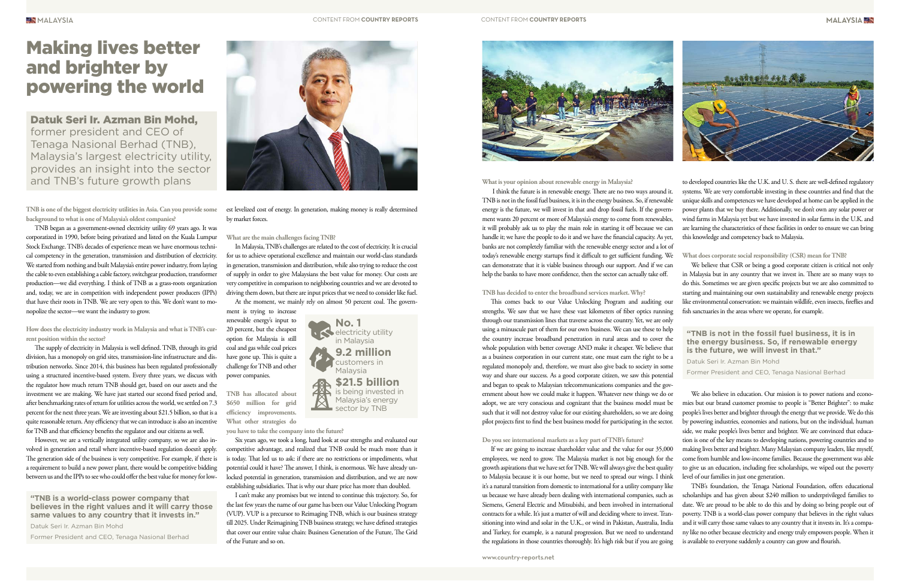# Making lives better and brighter by powering the world

**Datuk Seri Ir. Azman Bin Mohd,** former president and CEO of Tenaga Nasional Berhad (TNB), Malaysia's largest electricity utility, provides an insight into the sector and TNB's future growth plans

**TNB is one of the biggest electricity utilities in Asia. Can you provide some background to what is one of Malaysia's oldest companies?**

TNB began as a government-owned electricity utility 69 years ago. It was corporatized in 1990, before being privatized and listed on the Kuala Lumpur Stock Exchange. TNB's decades of experience mean we have enormous technical competency in the generation, transmission and distribution of electricity. We started from nothing and built Malaysia's entire power industry, from laying the cable to even establishing a cable factory, switchgear production, transformer production—we did everything. I think of TNB as a grass-roots organization and, today, we are in competition with independent power producers (IPPs) that have their roots in TNB. We are very open to this. We don't want to monopolize the sector—we want the industry to grow.

**How does the electricity industry work in Malaysia and what is TNB's current position within the sector?**

The supply of electricity in Malaysia is well defined. TNB, through its grid division, has a monopoly on grid sites, transmission-line infrastructure and distribution networks. Since 2014, this business has been regulated professionally using a structured incentive-based system. Every three years, we discuss with the regulator how much return TNB should get, based on our assets and the investment we are making. We have just started our second fixed period and, after benchmarking rates of return for utilities across the world, we settled on 7.3 percent for the next three years. We are investing about $21.5 billion, so that is a quite reasonable return. Any efficiency that we can introduce is also an incentive for TNB and that efficiency benefits the regulator and our citizens as well.

However, we are a vertically integrated utility company, so we are also involved in generation and retail where incentive-based regulation doesn't apply. The generation side of the business is very competitive. For example, if there is a requirement to build a new power plant, there would be competitive bidding between us and the IPPs to see who could offer the best value for money for lowest levelized cost of energy. In generation, making money is really determined by market forces.

> **"TNB is a world-class power company that believes in the right values and it will carry those same values to any country that it invests in."**
> Datuk Seri Ir. Azman Bin Mohd
> Former President and CEO, Tenaga Nasional Berhad

**What are the main challenges facing TNB?**

In Malaysia, TNB's challenges are related to the cost of electricity. It is crucial for us to achieve operational excellence and maintain our world-class standards in generation, transmission and distribution, while also trying to reduce the cost of supply in order to give Malaysians the best value for money. Our costs are very competitive in comparison to neighboring countries and we are devoted to driving them down, but there are input prices that we need to consider like fuel.

At the moment, we mainly rely on almost 50 percent coal. The government is trying to increase renewable energy's input to 20 percent, but the cheapest option for Malaysia is still coal and gas while coal prices have gone up. This is quite a challenge for TNB and other power companies.

**No. 1** electricity utility in Malaysia

**9.2 million** customers in Malaysia

**$21.5 billion** is being invested in Malaysia's energy sector by TNB

**TNB has allocated about $650 million for grid efficiency improvements. What other strategies do you have to take the company into the future?**

Six years ago, we took a long, hard look at our strengths and evaluated our competitive advantage, and realized that TNB could be much more than it is today. That led us to ask: if there are no restrictions or impediments, what potential could it have? The answer, I think, is enormous. We have already unlocked potential in generation, transmission and distribution, and we are now establishing subsidiaries. That is why our share price has more than doubled.

I can't make any promises but we intend to continue this trajectory. So, for the last few years the name of our game has been our Value Unlocking Program (VUP). VUP is a precursor to Reimaging TNB, which is our business strategy till 2025. Under Reimagining TNB business strategy, we have defined strategies that cover our entire value chain: Business Generation of the Future, The Grid of the Future and so on.

**What is your opinion about renewable energy in Malaysia?**

I think the future is in renewable energy. There are no two ways around it. TNB is not in the fossil fuel business, it is in the energy business. So, if renewable energy is the future, we will invest in that and drop fossil fuels. If the government wants 20 percent or more of Malaysia's energy to come from renewables, it will probably ask us to play the main role in starting it off because we can handle it; we have the people to do it and we have the financial capacity. As yet, banks are not completely familiar with the renewable energy sector and a lot of today's renewable energy startups find it difficult to get sufficient funding. We can demonstrate that it is viable business through our support. And if we can help the banks to have more confidence, then the sector can actually take off.

**TNB has decided to enter the broadband services market. Why?**

This comes back to our Value Unlocking Program and auditing our strengths. We saw that we have these vast kilometers of fiber optics running through our transmission lines that traverse across the country. Yet, we are only using a minuscule part of them for our own business. We can use these to help the country increase broadband penetration in rural areas and to cover the whole population with better coverage AND make it cheaper. We believe that as a business corporation in our current state, one must earn the right to be a regulated monopoly and, therefore, we must also give back to society in some way and share our success. As a good corporate citizen, we saw this potential and began to speak to Malaysian telecommunications companies and the government about how we could make it happen. Whatever new things we do or adopt, we are very conscious and cognizant that the business model must be such that it will not destroy value for our existing shareholders, so we are doing pilot projects first to find the best business model for participating in the sector.

**Do you see international markets as a key part of TNB's future?**

If we are going to increase shareholder value and the value for our 35,000 employees, we need to grow. The Malaysia market is not big enough for the growth aspirations that we have set for TNB. We will always give the best quality to Malaysia because it is our home, but we need to spread our wings. I think it's a natural transition from domestic to international for a utility company like us because we have already been dealing with international companies, such as Siemens, General Electric and Mitsubishi, and been involved in international contracts for a while. It's just a matter of will and deciding where to invest. Transitioning into wind and solar in the U.K., or wind in Pakistan, Australia, India and Turkey, for example, is a natural progression. But we need to understand the regulations in those countries thoroughly. It's high risk but if you are going to developed countries like the U.K. and U. S. there are well-defined regulatory systems. We are very comfortable investing in these countries and find that the unique skills and competences we have developed at home can be applied in the power plants that we buy there. Additionally, we don't own any solar power or wind farms in Malaysia yet but we have invested in solar farms in the U.K. and are learning the characteristics of these facilities in order to ensure we can bring this knowledge and competency back to Malaysia.

**What does corporate social responsibility (CSR) mean for TNB?**

We believe that CSR or being a good corporate citizen is critical not only in Malaysia but in any country that we invest in. There are so many ways to do this. Sometimes we are given specific projects but we are also committed to starting and maintaining our own sustainability and renewable energy projects like environmental conservation: we maintain wildlife, even insects, fireflies and fish sanctuaries in the areas where we operate, for example.

> **"TNB is not in the fossil fuel business, it is in the energy business. So, if renewable energy is the future, we will invest in that."**
> Datuk Seri Ir. Azman Bin Mohd
> Former President and CEO, Tenaga Nasional Berhad

We also believe in education. Our mission is to power nations and economies but our brand customer promise to people is "Better Brighter": to make people's lives better and brighter through the energy that we provide. We do this by powering industries, economies and nations, but on the individual, human side, we make people's lives better and brighter. We are convinced that education is one of the key means to developing nations, powering countries and to making lives better and brighter. Many Malaysian company leaders, like myself, come from humble and low-income families. Because the government was able to give us an education, including free scholarships, we wiped out the poverty level of our families in just one generation.

TNB's foundation, the Tenaga National Foundation, offers educational scholarships and has given about $240 million to underprivileged families to date. We are proud to be able to do this and by doing so bring people out of poverty. TNB is a world-class power company that believes in the right values and it will carry those same values to any country that it invests in. It's a company like no other because electricity and energy truly empowers people. When it is available to everyone suddenly a country can grow and flourish.

www.country-reports.net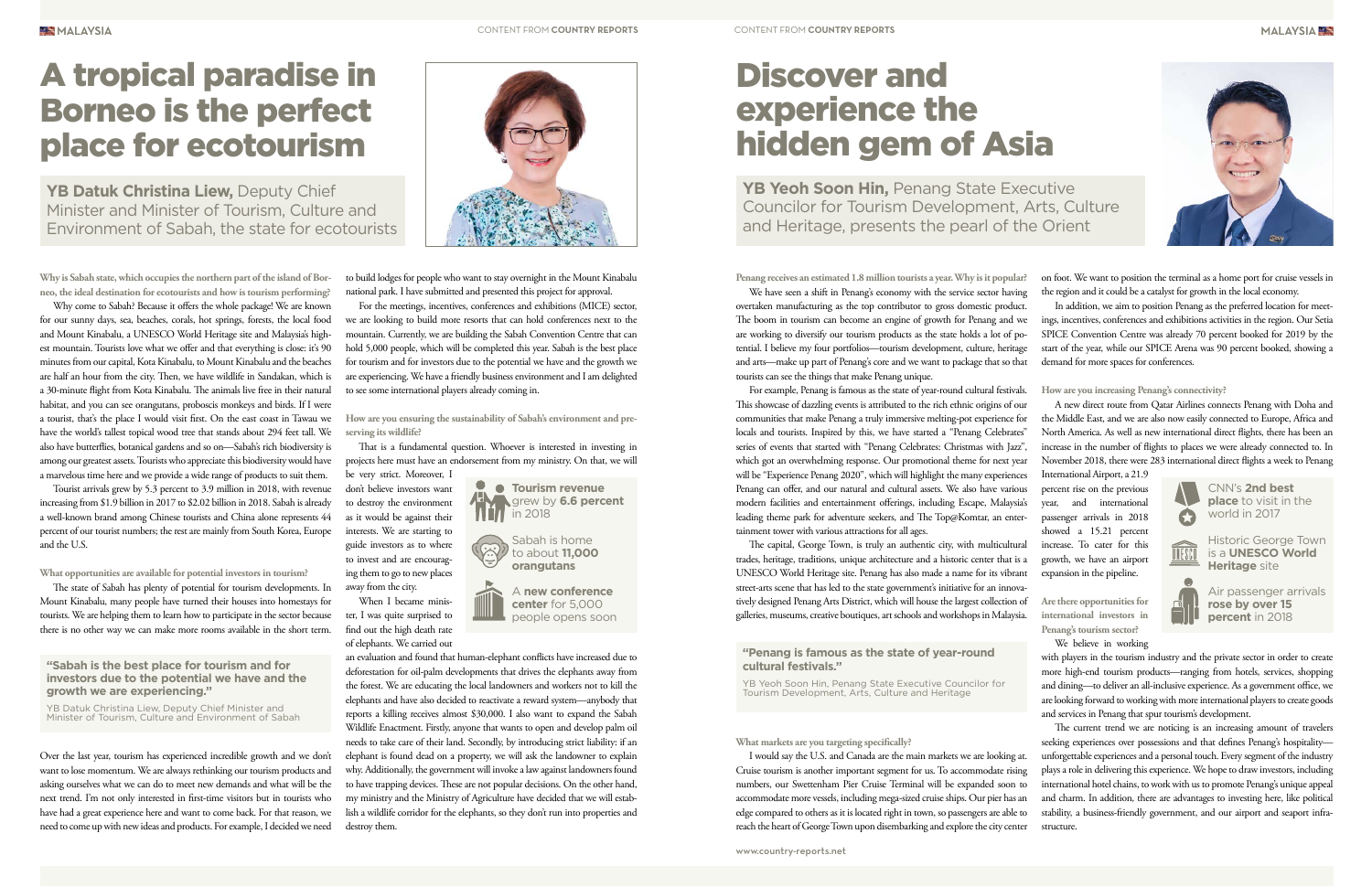# A tropical paradise in Borneo is the perfect place for ecotourism

**YB Datuk Christina Liew,** Deputy Chief Minister and Minister of Tourism, Culture and Environment of Sabah, the state for ecotourists

**Why is Sabah state, which occupies the northern part of the island of Borneo, the ideal destination for ecotourists and how is tourism performing?**

Why come to Sabah? Because it offers the whole package! We are known for our sunny days, sea, beaches, corals, hot springs, forests, the local food and Mount Kinabalu, a UNESCO World Heritage site and Malaysia's highest mountain. Tourists love what we offer and that everything is close: it's 90 minutes from our capital, Kota Kinabalu, to Mount Kinabalu and the beaches are half an hour from the city. Then, we have wildlife in Sandakan, which is a 30-minute flight from Kota Kinabalu. The animals live free in their natural habitat, and you can see orangutans, proboscis monkeys and birds. If I were a tourist, that's the place I would visit first. On the east coast in Tawau we have the world's tallest topical wood tree that stands about 294 feet tall. We also have butterflies, botanical gardens and so on—Sabah's rich biodiversity is among our greatest assets. Tourists who appreciate this biodiversity would have a marvelous time here and we provide a wide range of products to suit them.

Tourist arrivals grew by 5.3 percent to 3.9 million in 2018, with revenue increasing from $1.9 billion in 2017 to $2.02 billion in 2018. Sabah is already a well-known brand among Chinese tourists and China alone represents 44 percent of our tourist numbers; the rest are mainly from South Korea, Europe and the U.S.

**What opportunities are available for potential investors in tourism?**

The state of Sabah has plenty of potential for tourism developments. In Mount Kinabalu, many people have turned their houses into homestays for tourists. We are helping them to learn how to participate in the sector because there is no other way we can make more rooms available in the short term.

> **"Sabah is the best place for tourism and for investors due to the potential we have and the growth we are experiencing."**
>
> YB Datuk Christina Liew, Deputy Chief Minister and Minister of Tourism, Culture and Environment of Sabah

Over the last year, tourism has experienced incredible growth and we don't want to lose momentum. We are always rethinking our tourism products and asking ourselves what we can do to meet new demands and what will be the next trend. I'm not only interested in first-time visitors but in tourists who have had a great experience here and want to come back. For that reason, we need to come up with new ideas and products. For example, I decided we need to build lodges for people who want to stay overnight in the Mount Kinabalu national park. I have submitted and presented this project for approval.

For the meetings, incentives, conferences and exhibitions (MICE) sector, we are looking to build more resorts that can hold conferences next to the mountain. Currently, we are building the Sabah Convention Centre that can hold 5,000 people, which will be completed this year. Sabah is the best place for tourism and for investors due to the potential we have and the growth we are experiencing. We have a friendly business environment and I am delighted to see some international players already coming in.

**How are you ensuring the sustainability of Sabah's environment and preserving its wildlife?**

That is a fundamental question. Whoever is interested in investing in projects here must have an endorsement from my ministry. On that, we will be very strict. Moreover, I don't believe investors want to destroy the environment as it would be against their interests. We are starting to guide investors as to where to invest and are encouraging them to go to new places away from the city.

When I became minister, I was quite surprised to find out the high death rate of elephants. We carried out an evaluation and found that human-elephant conflicts have increased due to deforestation for oil-palm developments that drives the elephants away from the forest. We are educating the local landowners and workers not to kill the elephants and have also decided to reactivate a reward system—anybody that reports a killing receives almost $30,000. I also want to expand the Sabah Wildlife Enactment. Firstly, anyone that wants to open and develop palm oil needs to take care of their land. Secondly, by introducing strict liability: if an elephant is found dead on a property, we will ask the landowner to explain why. Additionally, the government will invoke a law against landowners found to have trapping devices. These are not popular decisions. On the other hand, my ministry and the Ministry of Agriculture have decided that we will establish a wildlife corridor for the elephants, so they don't run into properties and destroy them.

**Tourism revenue** grew by **6.6 percent** in 2018

Sabah is home to about **11,000 orangutans**

A **new conference center** for 5,000 people opens soon

# Discover and experience the hidden gem of Asia

**YB Yeoh Soon Hin,** Penang State Executive Councilor for Tourism Development, Arts, Culture and Heritage, presents the pearl of the Orient

**Penang receives an estimated 1.8 million tourists a year. Why is it popular?**

We have seen a shift in Penang's economy with the service sector having overtaken manufacturing as the top contributor to gross domestic product. The boom in tourism can become an engine of growth for Penang and we are working to diversify our tourism products as the state holds a lot of potential. I believe my four portfolios—tourism development, culture, heritage and arts—make up part of Penang's core and we want to package that so that tourists can see the things that make Penang unique.

For example, Penang is famous as the state of year-round cultural festivals. This showcase of dazzling events is attributed to the rich ethnic origins of our communities that make Penang a truly immersive melting-pot experience for locals and tourists. Inspired by this, we have started a "Penang Celebrates" series of events that started with "Penang Celebrates: Christmas with Jazz", which got an overwhelming response. Our promotional theme for next year will be "Experience Penang 2020", which will highlight the many experiences Penang can offer, and our natural and cultural assets. We also have various modern facilities and entertainment offerings, including Escape, Malaysia's leading theme park for adventure seekers, and The Top@Komtar, an entertainment tower with various attractions for all ages.

The capital, George Town, is truly an authentic city, with multicultural trades, heritage, traditions, unique architecture and a historic center that is a UNESCO World Heritage site. Penang has also made a name for its vibrant street-arts scene that has led to the state government's initiative for an innovatively designed Penang Arts District, which will house the largest collection of galleries, museums, creative boutiques, art schools and workshops in Malaysia.

> **"Penang is famous as the state of year-round cultural festivals."**
>
> YB Yeoh Soon Hin, Penang State Executive Councilor for Tourism Development, Arts, Culture and Heritage

**What markets are you targeting specifically?**

I would say the U.S. and Canada are the main markets we are looking at. Cruise tourism is another important segment for us. To accommodate rising numbers, our Swettenham Pier Cruise Terminal will be expanded soon to accommodate more vessels, including mega-sized cruise ships. Our pier has an edge compared to others as it is located right in town, so passengers are able to reach the heart of George Town upon disembarking and explore the city center on foot. We want to position the terminal as a home port for cruise vessels in the region and it could be a catalyst for growth in the local economy.

In addition, we aim to position Penang as the preferred location for meetings, incentives, conferences and exhibitions activities in the region. Our Setia SPICE Convention Centre was already 70 percent booked for 2019 by the start of the year, while our SPICE Arena was 90 percent booked, showing a demand for more spaces for conferences.

**How are you increasing Penang's connectivity?**

A new direct route from Qatar Airlines connects Penang with Doha and the Middle East, and we are also now easily connected to Europe, Africa and North America. As well as new international direct flights, there has been an increase in the number of flights to places we were already connected to. In November 2018, there were 283 international direct flights a week to Penang International Airport, a 21.9 percent rise on the previous year, and international passenger arrivals in 2018 showed a 15.21 percent increase. To cater for this growth, we have an airport expansion in the pipeline.

**Are there opportunities for international investors in Penang's tourism sector?**

We believe in working with players in the tourism industry and the private sector in order to create more high-end tourism products—ranging from hotels, services, shopping and dining—to deliver an all-inclusive experience. As a government office, we are looking forward to working with more international players to create goods and services in Penang that spur tourism's development.

The current trend we are noticing is an increasing amount of travelers seeking experiences over possessions and that defines Penang's hospitality—unforgettable experiences and a personal touch. Every segment of the industry plays a role in delivering this experience. We hope to draw investors, including international hotel chains, to work with us to promote Penang's unique appeal and charm. In addition, there are advantages to investing here, like political stability, a business-friendly government, and our airport and seaport infrastructure.

CNN's **2nd best place** to visit in the world in 2017

Historic George Town is a **UNESCO World Heritage** site

Air passenger arrivals **rose by over 15 percent** in 2018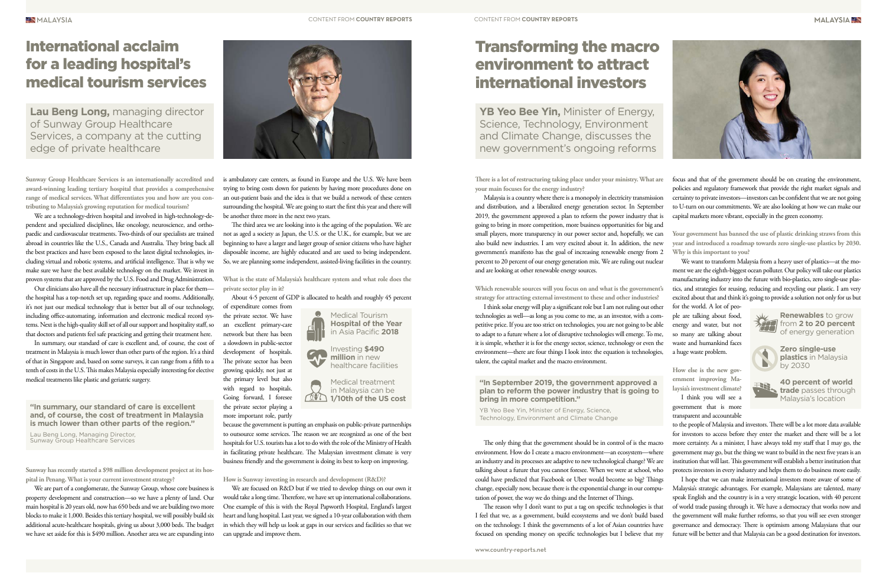# International acclaim for a leading hospital's medical tourism services

**Lau Beng Long,** managing director of Sunway Group Healthcare Services, a company at the cutting edge of private healthcare

**Sunway Group Healthcare Services is an internationally accredited and award-winning leading tertiary hospital that provides a comprehensive range of medical services. What differentiates you and how are you contributing to Malaysia's growing reputation for medical tourism?**

We are a technology-driven hospital and involved in high-technology-dependent and specialized disciplines, like oncology, neuroscience, and orthopaedic and cardiovascular treatments. Two-thirds of our specialists are trained abroad in countries like the U.S., Canada and Australia. They bring back all the best practices and have been exposed to the latest digital technologies, including virtual and robotic systems, and artificial intelligence. That is why we make sure we have the best available technology on the market. We invest in proven systems that are approved by the U.S. Food and Drug Administration.

Our clinicians also have all the necessary infrastructure in place for them—the hospital has a top-notch set up, regarding space and rooms. Additionally, it's not just our medical technology that is better but all of our technology, including office-automating, information and electronic medical record systems. Next is the high-quality skill set of all our support and hospitality staff, so that doctors and patients feel safe practicing and getting their treatment here.

In summary, our standard of care is excellent and, of course, the cost of treatment in Malaysia is much lower than other parts of the region. It's a third of that in Singapore and, based on some surveys, it can range from a fifth to a tenth of costs in the U.S. This makes Malaysia especially interesting for elective medical treatments like plastic and geriatric surgery.

> **"In summary, our standard of care is excellent and, of course, the cost of treatment in Malaysia is much lower than other parts of the region."**
>
> Lau Beng Long, Managing Director, Sunway Group Healthcare Services

**Sunway has recently started a $98 million development project at its hospital in Penang. What is your current investment strategy?**

We are part of a conglomerate, the Sunway Group, whose core business is property development and construction—so we have a plenty of land. Our main hospital is 20 years old, now has 650 beds and we are building two more blocks to make it 1,000. Besides this tertiary hospital, we will possibly build six additional acute-healthcare hospitals, giving us about 3,000 beds. The budget we have set aside for this is $490 million. Another area we are expanding into is ambulatory care centers, as found in Europe and the U.S. We have been trying to bring costs down for patients by having more procedures done on an out-patient basis and the idea is that we build a network of these centers surrounding the hospital. We are going to start the first this year and there will be another three more in the next two years.

The third area we are looking into is the ageing of the population. We are not as aged a society as Japan, the U.S. or the U.K., for example, but we are beginning to have a larger and larger group of senior citizens who have higher disposable income, are highly educated and are used to being independent. So, we are planning some independent, assisted-living facilities in the country.

**What is the state of Malaysia's healthcare system and what role does the private sector play in it?**

About 4-5 percent of GDP is allocated to health and roughly 45 percent of expenditure comes from the private sector. We have an excellent primary-care network but there has been a slowdown in public-sector development of hospitals. The private sector has been growing quickly, not just at the primary level but also with regard to hospitals. Going forward, I foresee the private sector playing a more important role, partly because the government is putting an emphasis on public-private partnerships to outsource some services. The reason we are recognized as one of the best hospitals for U.S. tourists has a lot to do with the role of the Ministry of Health in facilitating private healthcare. The Malaysian investment climate is very business friendly and the government is doing its best to keep on improving.

Medical Tourism **Hospital of the Year** in Asia Pacific **2018**

Investing **$490 million** in new healthcare facilities

Medical treatment in Malaysia can be **1/10th of the US cost**

**How is Sunway investing in research and development (R&D)?**

We are focused on R&D but if we tried to develop things on our own it would take a long time. Therefore, we have set up international collaborations. One example of this is with the Royal Papworth Hospital, England's largest heart and lung hospital. Last year, we signed a 10-year collaboration with them in which they will help us look at gaps in our services and facilities so that we can upgrade and improve them.

# Transforming the macro environment to attract international investors

**YB Yeo Bee Yin,** Minister of Energy, Science, Technology, Environment and Climate Change, discusses the new government's ongoing reforms

**There is a lot of restructuring taking place under your ministry. What are your main focuses for the energy industry?**

Malaysia is a country where there is a monopoly in electricity transmission and distribution, and a liberalized energy generation sector. In September 2019, the government approved a plan to reform the power industry that is going to bring in more competition, more business opportunities for big and small players, more transparency in our power sector and, hopefully, we can also build new industries. I am very excited about it. In addition, the new government's manifesto has the goal of increasing renewable energy from 2 percent to 20 percent of our energy generation mix. We are ruling out nuclear and are looking at other renewable energy sources.

**Which renewable sources will you focus on and what is the government's strategy for attracting external investment to these and other industries?**

I think solar energy will play a significant role but I am not ruling out other technologies as well—as long as you come to me, as an investor, with a competitive price. If you are too strict on technologies, you are not going to be able to adapt to a future where a lot of disruptive technologies will emerge. To me, it is simple, whether it is for the energy sector, science, technology or even the environment—there are four things I look into: the equation is technologies, talent, the capital market and the macro environment.

> **"In September 2019, the government approved a plan to reform the power industry that is going to bring in more competition."**
>
> YB Yeo Bee Yin, Minister of Energy, Science, Technology, Environment and Climate Change

The only thing that the government should be in control of is the macro environment. How do I create a macro environment—an ecosystem—where an industry and its processes are adaptive to new technological change? We are talking about a future that you cannot foresee. When we were at school, who could have predicted that Facebook or Uber would become so big? Things change, especially now, because there is the exponential change in our computation of power, the way we do things and the Internet of Things.

The reason why I don't want to put a tag on specific technologies is that I feel that we, as a government, build ecosystems and we don't build based on the technology. I think the governments of a lot of Asian countries have focused on spending money on specific technologies but I believe that my focus and that of the government should be on creating the environment, policies and regulatory framework that provide the right market signals and certainty to private investors—investors can be confident that we are not going to U-turn on our commitments. We are also looking at how we can make our capital markets more vibrant, especially in the green economy.

**Your government has banned the use of plastic drinking straws from this year and introduced a roadmap towards zero single-use plastics by 2030. Why is this important to you?**

We want to transform Malaysia from a heavy user of plastics—at the moment we are the eighth-biggest ocean polluter. Our policy will take our plastics manufacturing industry into the future with bio-plastics, zero single-use plastics, and strategies for reusing, reducing and recycling our plastic. I am very excited about that and think it's going to provide a solution not only for us but for the world. A lot of people are talking about food, energy and water, but not so many are talking about waste and humankind faces a huge waste problem.

**Renewables** to grow from **2 to 20 percent** of energy generation

**Zero single-use plastics** in Malaysia by 2030

**40 percent of world trade** passes through Malaysia's location

**How else is the new government improving Malaysia's investment climate?**

I think you will see a government that is more transparent and accountable to the people of Malaysia and investors. There will be a lot more data available for investors to access before they enter the market and there will be a lot more certainty. As a minister, I have always told my staff that I may go, the government may go, but the thing we want to build in the next five years is an institution that will last. This government will establish a better institution that protects investors in every industry and helps them to do business more easily.

I hope that we can make international investors more aware of some of Malaysia's strategic advantages. For example, Malaysians are talented, many speak English and the country is in a very strategic location, with 40 percent of world trade passing through it. We have a democracy that works now and the government will make further reforms, so that you will see even stronger governance and democracy. There is optimism among Malaysians that our future will be better and that Malaysia can be a good destination for investors.